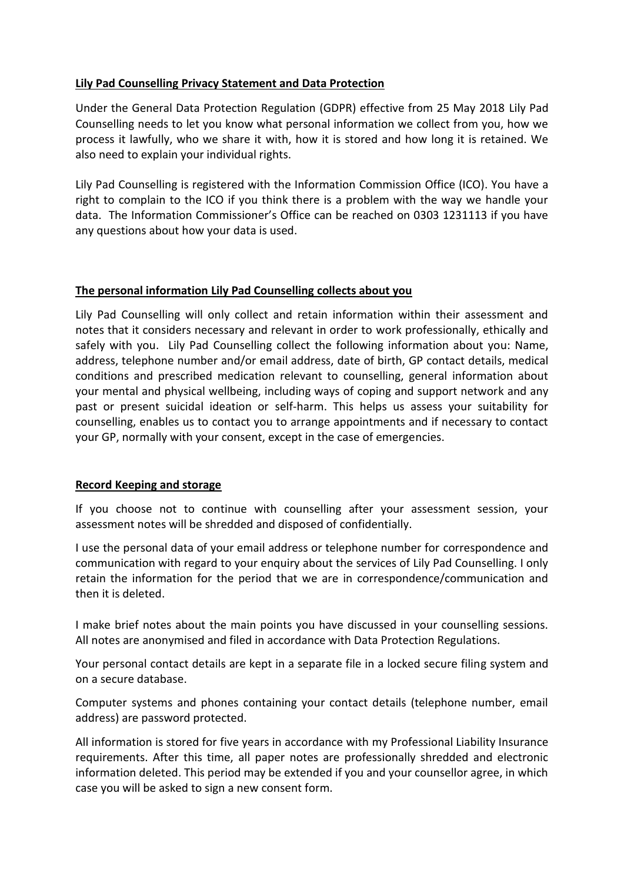## **Lily Pad Counselling Privacy Statement and Data Protection**

Under the General Data Protection Regulation (GDPR) effective from 25 May 2018 Lily Pad Counselling needs to let you know what personal information we collect from you, how we process it lawfully, who we share it with, how it is stored and how long it is retained. We also need to explain your individual rights.

Lily Pad Counselling is registered with the Information Commission Office (ICO). You have a right to complain to the ICO if you think there is a problem with the way we handle your data. The Information Commissioner's Office can be reached on 0303 1231113 if you have any questions about how your data is used.

## **The personal information Lily Pad Counselling collects about you**

Lily Pad Counselling will only collect and retain information within their assessment and notes that it considers necessary and relevant in order to work professionally, ethically and safely with you. Lily Pad Counselling collect the following information about you: Name, address, telephone number and/or email address, date of birth, GP contact details, medical conditions and prescribed medication relevant to counselling, general information about your mental and physical wellbeing, including ways of coping and support network and any past or present suicidal ideation or self-harm. This helps us assess your suitability for counselling, enables us to contact you to arrange appointments and if necessary to contact your GP, normally with your consent, except in the case of emergencies.

## **Record Keeping and storage**

If you choose not to continue with counselling after your assessment session, your assessment notes will be shredded and disposed of confidentially.

I use the personal data of your email address or telephone number for correspondence and communication with regard to your enquiry about the services of Lily Pad Counselling. I only retain the information for the period that we are in correspondence/communication and then it is deleted.

I make brief notes about the main points you have discussed in your counselling sessions. All notes are anonymised and filed in accordance with Data Protection Regulations.

Your personal contact details are kept in a separate file in a locked secure filing system and on a secure database.

Computer systems and phones containing your contact details (telephone number, email address) are password protected.

All information is stored for five years in accordance with my Professional Liability Insurance requirements. After this time, all paper notes are professionally shredded and electronic information deleted. This period may be extended if you and your counsellor agree, in which case you will be asked to sign a new consent form.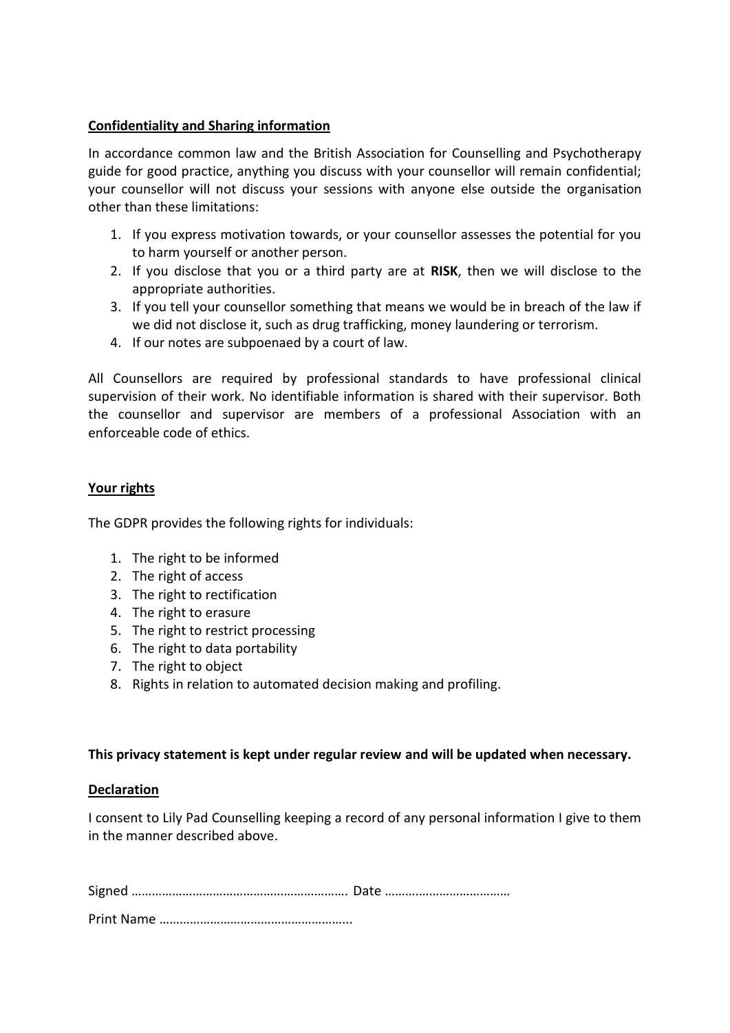**Confidentiality and Sharing information**

In accordance common law and the British Association for Counselling and Psychotherapy guide for good practice, anything you discuss with your counsellor will remain confidential; your counsellor will not discuss your sessions with anyone else outside the organisation other than these limitations:

1. If you express motivation towards, or your counsellor assesses the potential for you to harm yourself or another person.
2. If you disclose that you or a third party are at **RISK**, then we will disclose to the appropriate authorities.
3. If you tell your counsellor something that means we would be in breach of the law if we did not disclose it, such as drug trafficking, money laundering or terrorism.
4. If our notes are subpoenaed by a court of law.

All Counsellors are required by professional standards to have professional clinical supervision of their work. No identifiable information is shared with their supervisor. Both the counsellor and supervisor are members of a professional Association with an enforceable code of ethics.

**Your rights**

The GDPR provides the following rights for individuals:

1. The right to be informed
2. The right of access
3. The right to rectification
4. The right to erasure
5. The right to restrict processing
6. The right to data portability
7. The right to object
8. Rights in relation to automated decision making and profiling.

**This privacy statement is kept under regular review and will be updated when necessary.**

**Declaration**

I consent to Lily Pad Counselling keeping a record of any personal information I give to them in the manner described above.

Signed ………………………………………………………. Date ………………………………

Print Name ………………………………………………..